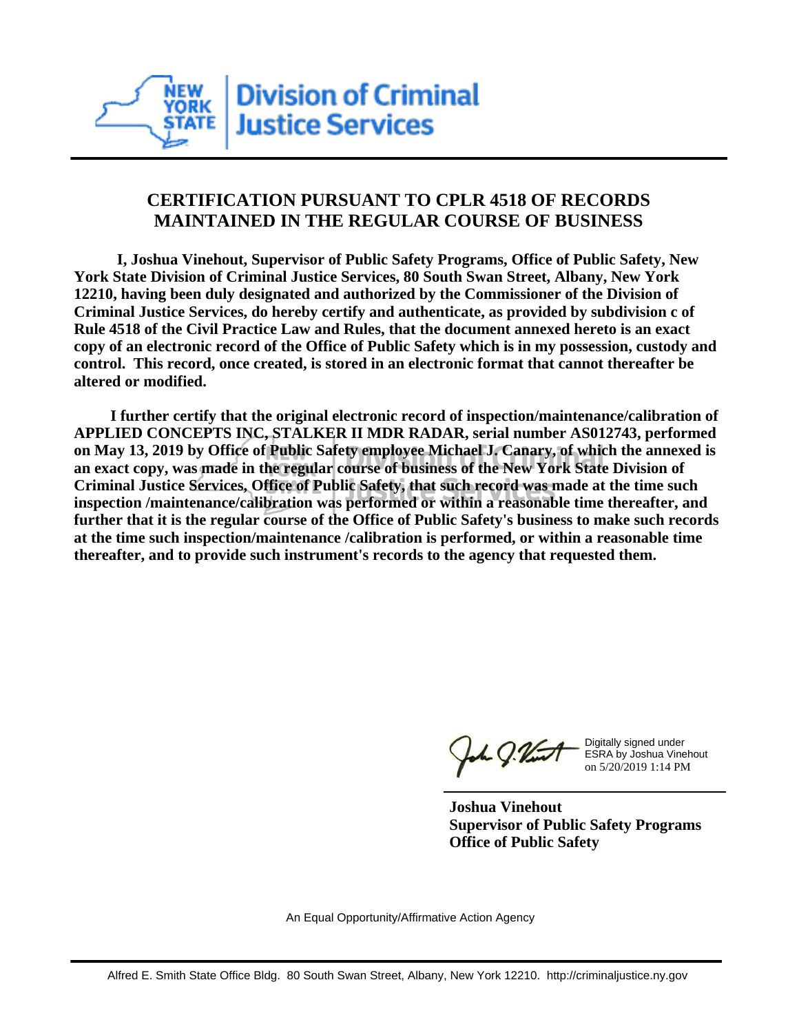Division of Criminal Justice Services

## CERTIFICATION PURSUANT TO CPLR 4518 OF RECORDS MAINTAINED IN THE REGULAR COURSE OF BUSINESS

**I, Joshua Vinehout, Supervisor of Public Safety Programs, Office of Public Safety, New York State Division of Criminal Justice Services, 80 South Swan Street, Albany, New York 12210, having been duly designated and authorized by the Commissioner of the Division of Criminal Justice Services, do hereby certify and authenticate, as provided by subdivision c of Rule 4518 of the Civil Practice Law and Rules, that the document annexed hereto is an exact copy of an electronic record of the Office of Public Safety which is in my possession, custody and control. This record, once created, is stored in an electronic format that cannot thereafter be altered or modified.**

**I further certify that the original electronic record of inspection/maintenance/calibration of APPLIED CONCEPTS INC, STALKER II MDR RADAR, serial number AS012743, performed on May 13, 2019 by Office of Public Safety employee Michael J. Canary, of which the annexed is an exact copy, was made in the regular course of business of the New York State Division of Criminal Justice Services, Office of Public Safety, that such record was made at the time such inspection /maintenance/calibration was performed or within a reasonable time thereafter, and further that it is the regular course of the Office of Public Safety's business to make such records at the time such inspection/maintenance /calibration is performed, or within a reasonable time thereafter, and to provide such instrument's records to the agency that requested them.**

Digitally signed under ESRA by Joshua Vinehout on 5/20/2019 1:14 PM

**Joshua Vinehout**
**Supervisor of Public Safety Programs**
**Office of Public Safety**

An Equal Opportunity/Affirmative Action Agency

Alfred E. Smith State Office Bldg. 80 South Swan Street, Albany, New York 12210. http://criminaljustice.ny.gov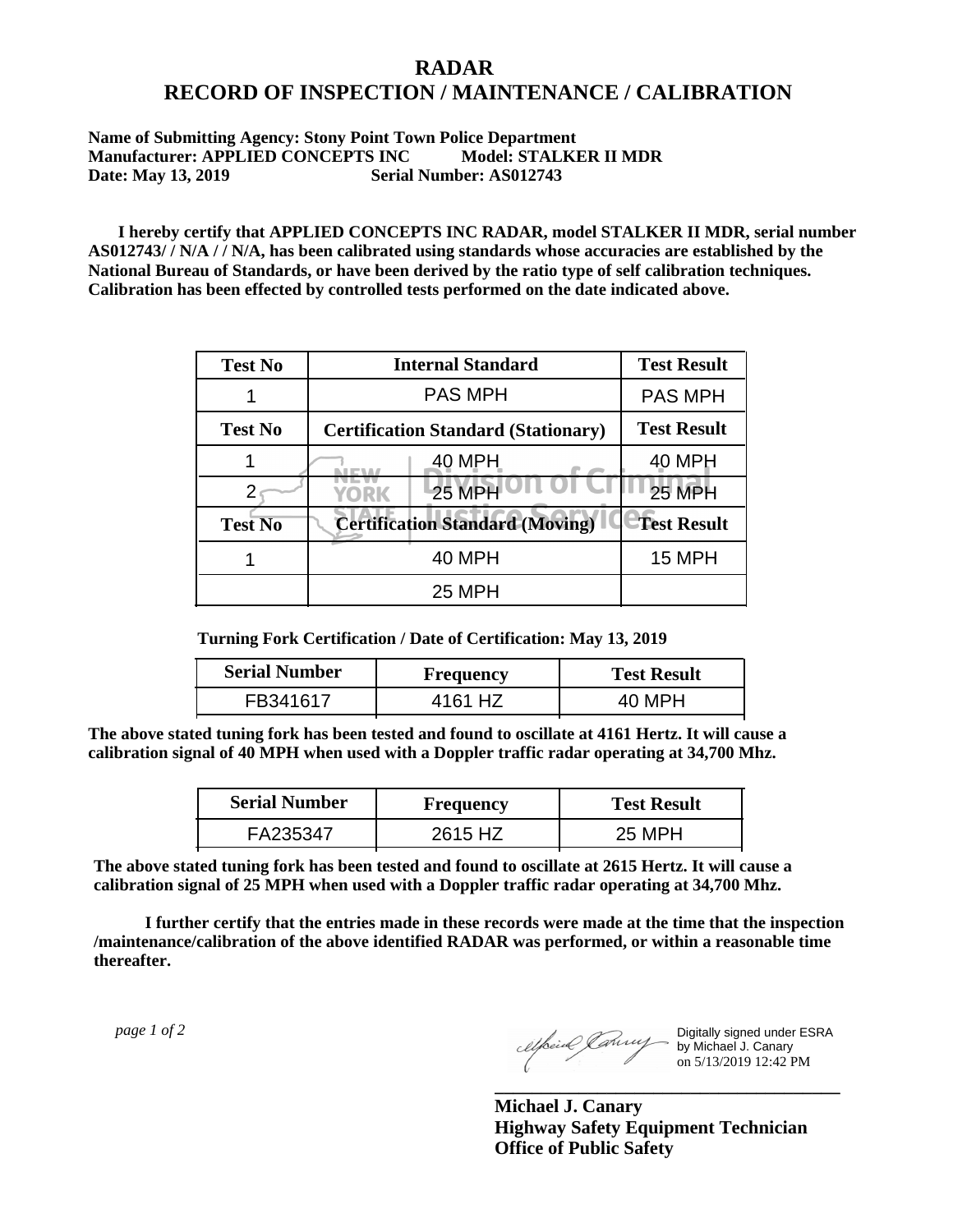# RADAR
# RECORD OF INSPECTION / MAINTENANCE / CALIBRATION

**Name of Submitting Agency: Stony Point Town Police Department**
**Manufacturer: APPLIED CONCEPTS INC Model: STALKER II MDR**
**Date: May 13, 2019 Serial Number: AS012743**

**I hereby certify that APPLIED CONCEPTS INC RADAR, model STALKER II MDR, serial number AS012743/ / N/A / / N/A, has been calibrated using standards whose accuracies are established by the National Bureau of Standards, or have been derived by the ratio type of self calibration techniques. Calibration has been effected by controlled tests performed on the date indicated above.**

| Test No | Internal Standard | Test Result |
|---|---|---|
| 1 | PAS MPH | PAS MPH |
| **Test No** | **Certification Standard (Stationary)** | **Test Result** |
| 1 | 40 MPH | 40 MPH |
| 2 | 25 MPH | 25 MPH |
| **Test No** | **Certification Standard (Moving)** | **Test Result** |
| 1 | 40 MPH | 15 MPH |
| | 25 MPH | |

**Turning Fork Certification / Date of Certification: May 13, 2019**

| Serial Number | Frequency | Test Result |
|---|---|---|
| FB341617 | 4161 HZ | 40 MPH |

**The above stated tuning fork has been tested and found to oscillate at 4161 Hertz. It will cause a calibration signal of 40 MPH when used with a Doppler traffic radar operating at 34,700 Mhz.**

| Serial Number | Frequency | Test Result |
|---|---|---|
| FA235347 | 2615 HZ | 25 MPH |

**The above stated tuning fork has been tested and found to oscillate at 2615 Hertz. It will cause a calibration signal of 25 MPH when used with a Doppler traffic radar operating at 34,700 Mhz.**

**I further certify that the entries made in these records were made at the time that the inspection /maintenance/calibration of the above identified RADAR was performed, or within a reasonable time thereafter.**

Digitally signed under ESRA by Michael J. Canary on 5/13/2019 12:42 PM

**Michael J. Canary**
**Highway Safety Equipment Technician**
**Office of Public Safety**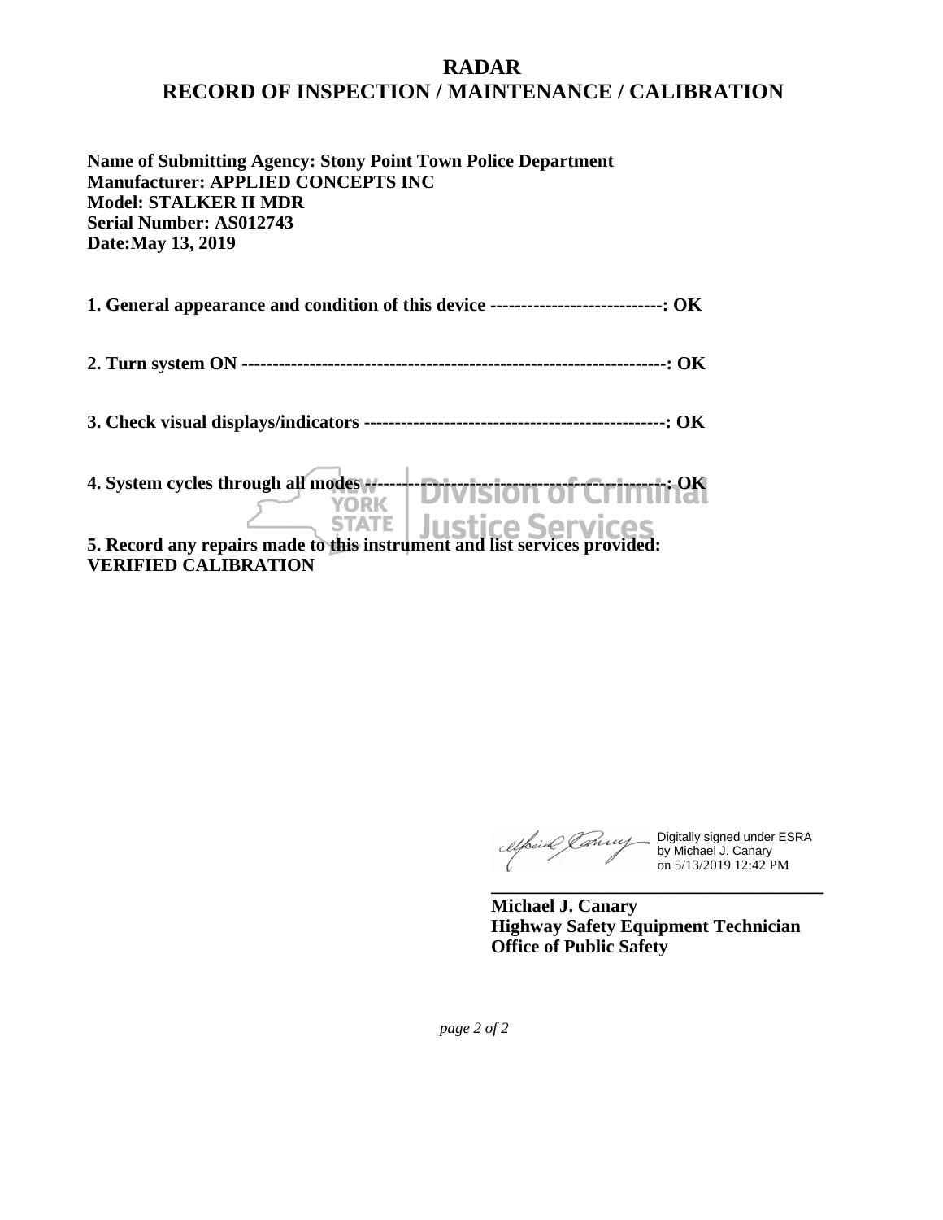# RADAR
# RECORD OF INSPECTION / MAINTENANCE / CALIBRATION

**Name of Submitting Agency: Stony Point Town Police Department**
**Manufacturer: APPLIED CONCEPTS INC**
**Model: STALKER II MDR**
**Serial Number: AS012743**
**Date:May 13, 2019**

**1. General appearance and condition of this device ----------------------------: OK**

**2. Turn system ON -------------------------------------------------------------------: OK**

**3. Check visual displays/indicators -------------------------------------------------: OK**

**4. System cycles through all modes ------------------------------------------------: OK**

**5. Record any repairs made to this instrument and list services provided:**
**VERIFIED CALIBRATION**

Digitally signed under ESRA by Michael J. Canary on 5/13/2019 12:42 PM

**Michael J. Canary**
**Highway Safety Equipment Technician**
**Office of Public Safety**